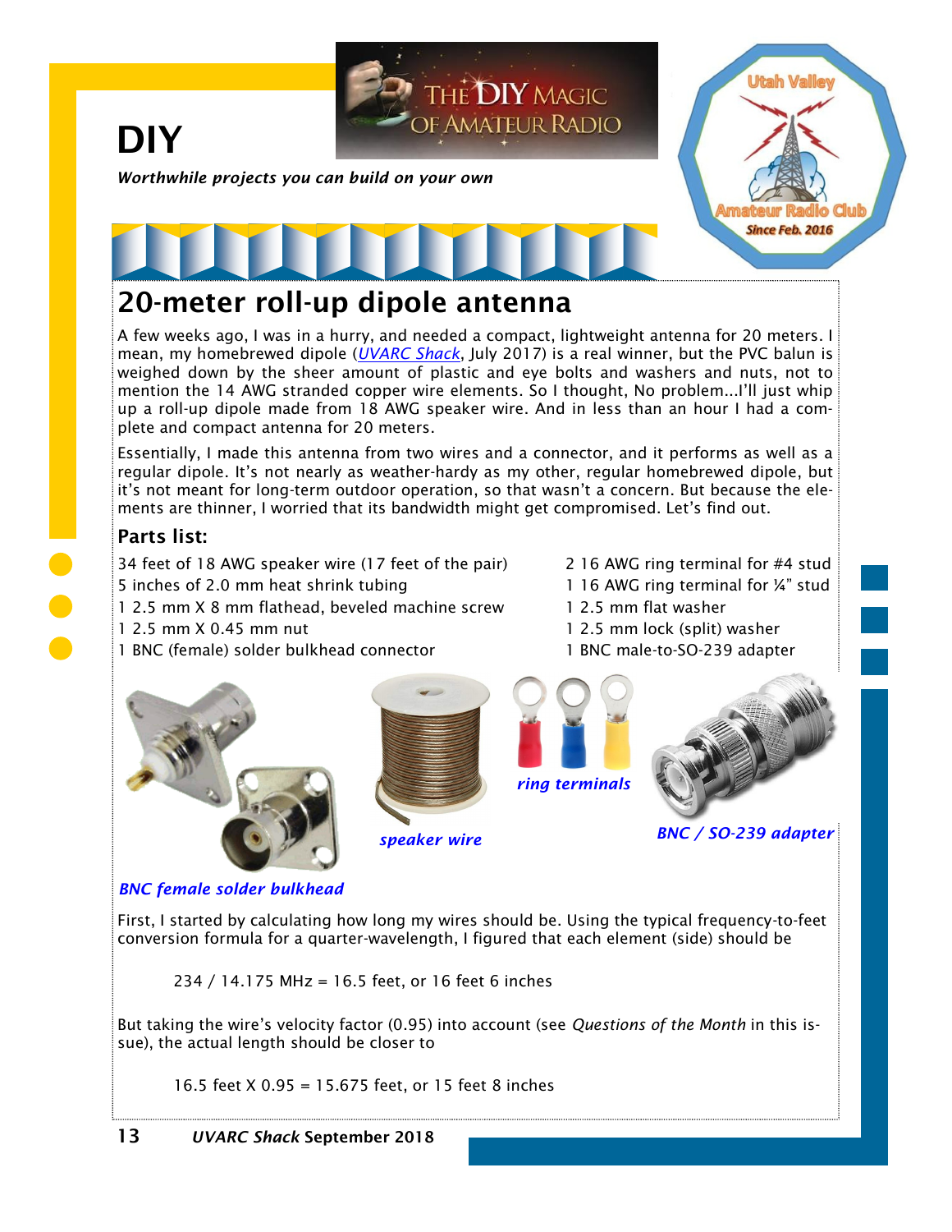# DIY

*Worthwhile projects you can build on your own*

## 20-meter roll-up dipole antenna

A few weeks ago, I was in a hurry, and needed a compact, lightweight antenna for 20 meters. I mean, my homebrewed dipole (*UVARC Shack*, July 2017) is a real winner, but the PVC balun is weighed down by the sheer amount of plastic and eye bolts and washers and nuts, not to mention the 14 AWG stranded copper wire elements. So I thought, No problem...I'll just whip up a roll-up dipole made from 18 AWG speaker wire. And in less than an hour I had a complete and compact antenna for 20 meters.

Essentially, I made this antenna from two wires and a connector, and it performs as well as a regular dipole. It's not nearly as weather-hardy as my other, regular homebrewed dipole, but it's not meant for long-term outdoor operation, so that wasn't a concern. But because the elements are thinner, I worried that its bandwidth might get compromised. Let's find out.

### Parts list:

- 34 feet of 18 AWG speaker wire (17 feet of the pair)
- 5 inches of 2.0 mm heat shrink tubing
- 1 2.5 mm X 8 mm flathead, beveled machine screw
- 1 2.5 mm X 0.45 mm nut
- 1 BNC (female) solder bulkhead connector
- 2 16 AWG ring terminal for #4 stud
- 1 16 AWG ring terminal for ¼" stud
- 1 2.5 mm flat washer
- 1 2.5 mm lock (split) washer
- 1 BNC male-to-SO-239 adapter

*BNC female solder bulkhead*

*speaker wire*

*ring terminals*

*BNC / SO-239 adapter*

First, I started by calculating how long my wires should be. Using the typical frequency-to-feet conversion formula for a quarter-wavelength, I figured that each element (side) should be

234 / 14.175 MHz = 16.5 feet, or 16 feet 6 inches

But taking the wire's velocity factor (0.95) into account (see *Questions of the Month* in this issue), the actual length should be closer to

16.5 feet X 0.95 = 15.675 feet, or 15 feet 8 inches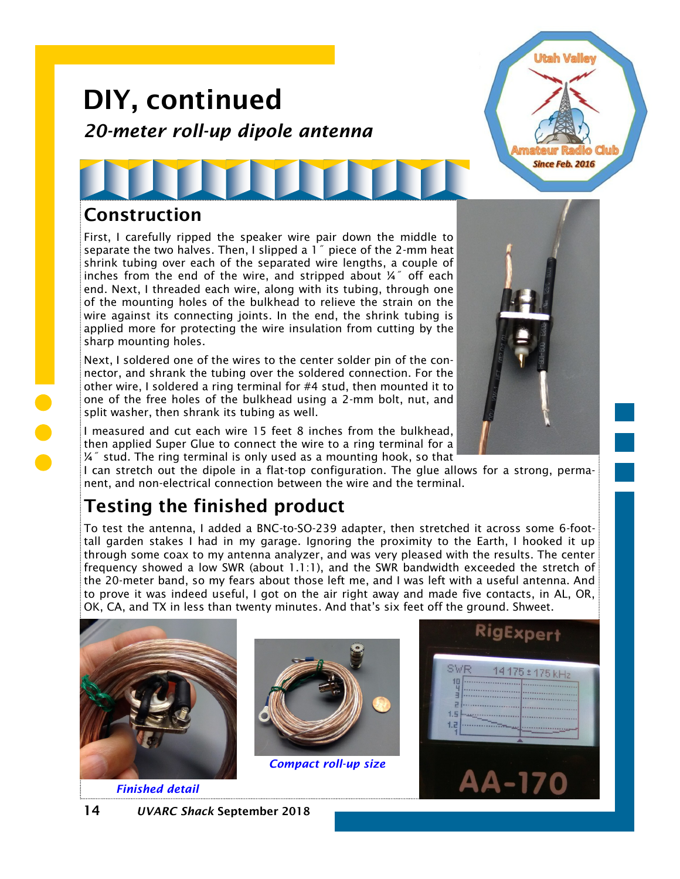# DIY, continued

## *20-meter roll-up dipole antenna*

### Construction

First, I carefully ripped the speaker wire pair down the middle to separate the two halves. Then, I slipped a 1˝ piece of the 2-mm heat shrink tubing over each of the separated wire lengths, a couple of inches from the end of the wire, and stripped about ¼˝ off each end. Next, I threaded each wire, along with its tubing, through one of the mounting holes of the bulkhead to relieve the strain on the wire against its connecting joints. In the end, the shrink tubing is applied more for protecting the wire insulation from cutting by the sharp mounting holes.

Next, I soldered one of the wires to the center solder pin of the connector, and shrank the tubing over the soldered connection. For the other wire, I soldered a ring terminal for #4 stud, then mounted it to one of the free holes of the bulkhead using a 2-mm bolt, nut, and split washer, then shrank its tubing as well.

I measured and cut each wire 15 feet 8 inches from the bulkhead, then applied Super Glue to connect the wire to a ring terminal for a ¼˝ stud. The ring terminal is only used as a mounting hook, so that I can stretch out the dipole in a flat-top configuration. The glue allows for a strong, permanent, and non-electrical connection between the wire and the terminal.

### Testing the finished product

To test the antenna, I added a BNC-to-SO-239 adapter, then stretched it across some 6-foot-tall garden stakes I had in my garage. Ignoring the proximity to the Earth, I hooked it up through some coax to my antenna analyzer, and was very pleased with the results. The center frequency showed a low SWR (about 1.1:1), and the SWR bandwidth exceeded the stretch of the 20-meter band, so my fears about those left me, and I was left with a useful antenna. And to prove it was indeed useful, I got on the air right away and made five contacts, in AL, OR, OK, CA, and TX in less than twenty minutes. And that's six feet off the ground. Shweet.

*Finished detail*

*Compact roll-up size*